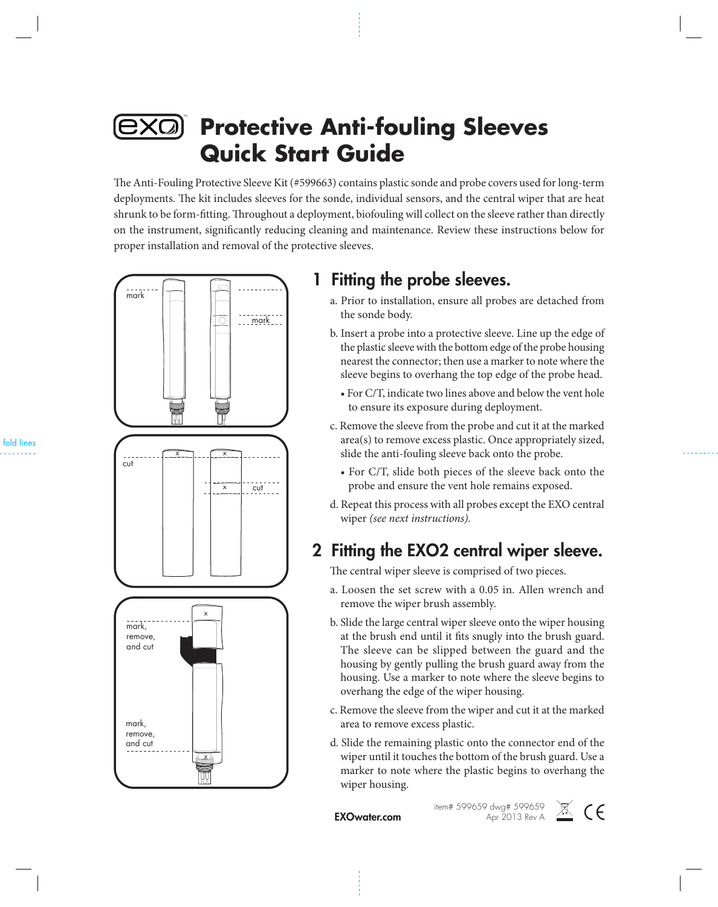# Protective Anti-fouling Sleeves Quick Start Guide

The Anti-Fouling Protective Sleeve Kit (#599663) contains plastic sonde and probe covers used for long-term deployments. The kit includes sleeves for the sonde, individual sensors, and the central wiper that are heat shrunk to be form-fitting. Throughout a deployment, biofouling will collect on the sleeve rather than directly on the instrument, significantly reducing cleaning and maintenance. Review these instructions below for proper installation and removal of the protective sleeves.

## 1 Fitting the probe sleeves.

a. Prior to installation, ensure all probes are detached from the sonde body.

b. Insert a probe into a protective sleeve. Line up the edge of the plastic sleeve with the bottom edge of the probe housing nearest the connector; then use a marker to note where the sleeve begins to overhang the top edge of the probe head.

- For C/T, indicate two lines above and below the vent hole to ensure its exposure during deployment.

c. Remove the sleeve from the probe and cut it at the marked area(s) to remove excess plastic. Once appropriately sized, slide the anti-fouling sleeve back onto the probe.

- For C/T, slide both pieces of the sleeve back onto the probe and ensure the vent hole remains exposed.

d. Repeat this process with all probes except the EXO central wiper *(see next instructions)*.

## 2 Fitting the EXO2 central wiper sleeve.

The central wiper sleeve is comprised of two pieces.

a. Loosen the set screw with a 0.05 in. Allen wrench and remove the wiper brush assembly.

b. Slide the large central wiper sleeve onto the wiper housing at the brush end until it fits snugly into the brush guard. The sleeve can be slipped between the guard and the housing by gently pulling the brush guard away from the housing. Use a marker to note where the sleeve begins to overhang the edge of the wiper housing.

c. Remove the sleeve from the wiper and cut it at the marked area to remove excess plastic.

d. Slide the remaining plastic onto the connector end of the wiper until it touches the bottom of the brush guard. Use a marker to note where the plastic begins to overhang the wiper housing.

**EXOwater.com**

item# 599659 dwg# 599659
Apr 2013 Rev A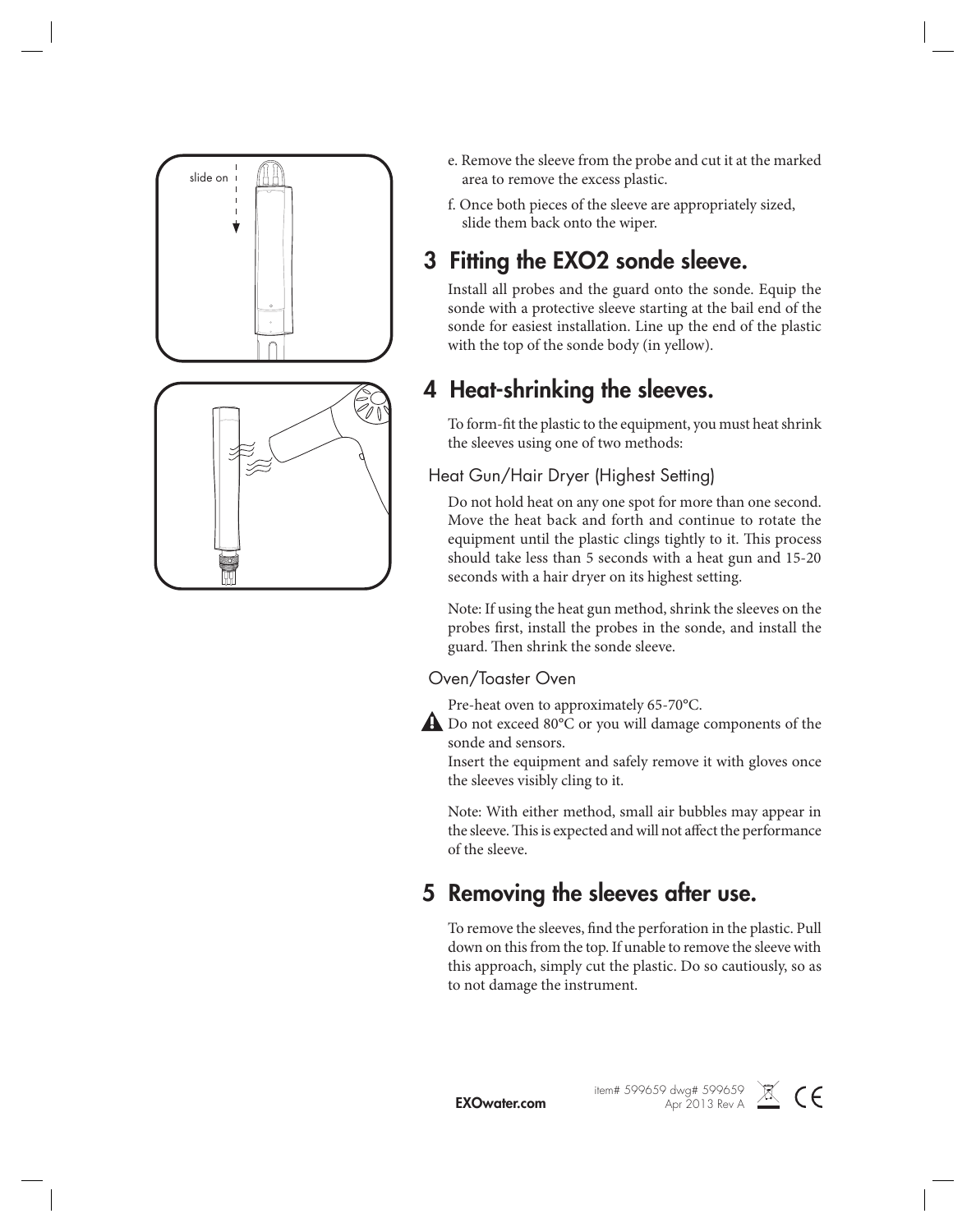slide on

e. Remove the sleeve from the probe and cut it at the marked area to remove the excess plastic.

f. Once both pieces of the sleeve are appropriately sized, slide them back onto the wiper.

## 3 Fitting the EXO2 sonde sleeve.

Install all probes and the guard onto the sonde. Equip the sonde with a protective sleeve starting at the bail end of the sonde for easiest installation. Line up the end of the plastic with the top of the sonde body (in yellow).

## 4 Heat-shrinking the sleeves.

To form-fit the plastic to the equipment, you must heat shrink the sleeves using one of two methods:

### Heat Gun/Hair Dryer (Highest Setting)

Do not hold heat on any one spot for more than one second. Move the heat back and forth and continue to rotate the equipment until the plastic clings tightly to it. This process should take less than 5 seconds with a heat gun and 15-20 seconds with a hair dryer on its highest setting.

Note: If using the heat gun method, shrink the sleeves on the probes first, install the probes in the sonde, and install the guard. Then shrink the sonde sleeve.

### Oven/Toaster Oven

Pre-heat oven to approximately 65-70°C.

⚠ Do not exceed 80°C or you will damage components of the sonde and sensors.

Insert the equipment and safely remove it with gloves once the sleeves visibly cling to it.

Note: With either method, small air bubbles may appear in the sleeve. This is expected and will not affect the performance of the sleeve.

## 5 Removing the sleeves after use.

To remove the sleeves, find the perforation in the plastic. Pull down on this from the top. If unable to remove the sleeve with this approach, simply cut the plastic. Do so cautiously, so as to not damage the instrument.

**EXOwater.com**

item# 599659 dwg# 599659
Apr 2013 Rev A